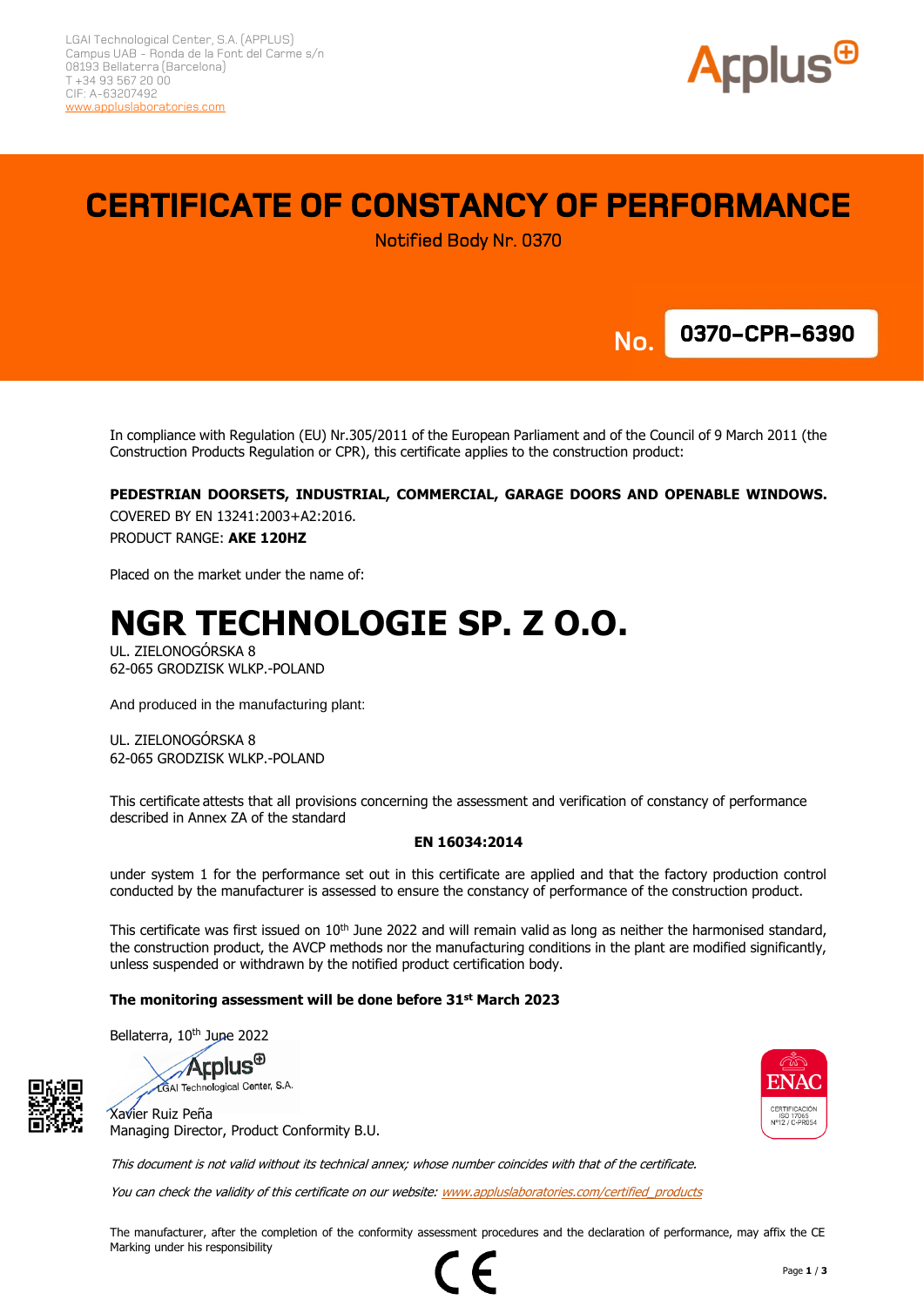LGAI Technological Center, S.A. (APPLUS)
Campus UAB - Ronda de la Font del Carme s/n
08193 Bellaterra (Barcelona)
T +34 93 567 20 00
CIF: A-63207492
www.appluslaboratories.com

# CERTIFICATE OF CONSTANCY OF PERFORMANCE

Notified Body Nr. 0370

**No. 0370-CPR-6390**

In compliance with Regulation (EU) Nr.305/2011 of the European Parliament and of the Council of 9 March 2011 (the Construction Products Regulation or CPR), this certificate applies to the construction product:

**PEDESTRIAN DOORSETS, INDUSTRIAL, COMMERCIAL, GARAGE DOORS AND OPENABLE WINDOWS.**

COVERED BY EN 13241:2003+A2:2016.

PRODUCT RANGE: **AKE 120HZ**

Placed on the market under the name of:

# NGR TECHNOLOGIE SP. Z O.O.

UL. ZIELONOGÓRSKA 8
62-065 GRODZISK WLKP.-POLAND

And produced in the manufacturing plant:

UL. ZIELONOGÓRSKA 8
62-065 GRODZISK WLKP.-POLAND

This certificate attests that all provisions concerning the assessment and verification of constancy of performance described in Annex ZA of the standard

**EN 16034:2014**

under system 1 for the performance set out in this certificate are applied and that the factory production control conducted by the manufacturer is assessed to ensure the constancy of performance of the construction product.

This certificate was first issued on 10th June 2022 and will remain valid as long as neither the harmonised standard, the construction product, the AVCP methods nor the manufacturing conditions in the plant are modified significantly, unless suspended or withdrawn by the notified product certification body.

**The monitoring assessment will be done before 31st March 2023**

Bellaterra, 10th June 2022

Applus LGAI Technological Center, S.A.

Xavier Ruiz Peña
Managing Director, Product Conformity B.U.

ENAC CERTIFICACIÓN ISO 17065 Nº12 / C-PR054

*This document is not valid without its technical annex; whose number coincides with that of the certificate.*

*You can check the validity of this certificate on our website: www.appluslaboratories.com/certified_products*

The manufacturer, after the completion of the conformity assessment procedures and the declaration of performance, may affix the CE Marking under his responsibility

CE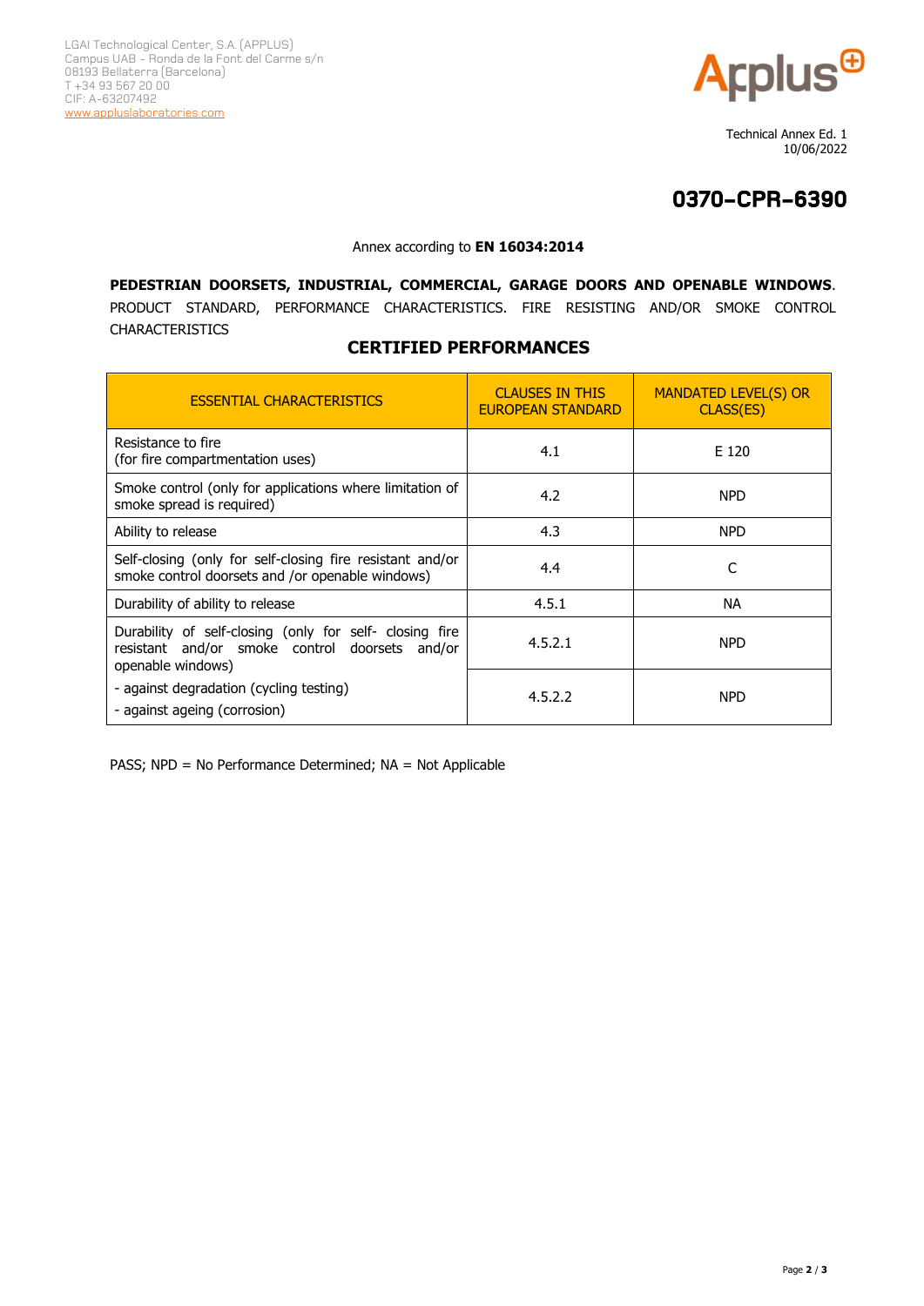LGAI Technological Center, S.A. (APPLUS)
Campus UAB - Ronda de la Font del Carme s/n
08193 Bellaterra (Barcelona)
T +34 93 567 20 00
CIF: A-63207492
www.appluslaboratories.com

Technical Annex Ed. 1
10/06/2022

# 0370-CPR-6390

Annex according to **EN 16034:2014**

**PEDESTRIAN DOORSETS, INDUSTRIAL, COMMERCIAL, GARAGE DOORS AND OPENABLE WINDOWS**. PRODUCT STANDARD, PERFORMANCE CHARACTERISTICS. FIRE RESISTING AND/OR SMOKE CONTROL CHARACTERISTICS

## CERTIFIED PERFORMANCES

| ESSENTIAL CHARACTERISTICS | CLAUSES IN THIS EUROPEAN STANDARD | MANDATED LEVEL(S) OR CLASS(ES) |
|---|---|---|
| Resistance to fire (for fire compartmentation uses) | 4.1 | E 120 |
| Smoke control (only for applications where limitation of smoke spread is required) | 4.2 | NPD |
| Ability to release | 4.3 | NPD |
| Self-closing (only for self-closing fire resistant and/or smoke control doorsets and /or openable windows) | 4.4 | C |
| Durability of ability to release | 4.5.1 | NA |
| Durability of self-closing (only for self- closing fire resistant and/or smoke control doorsets and/or openable windows) - against degradation (cycling testing) | 4.5.2.1 | NPD |
| - against ageing (corrosion) | 4.5.2.2 | NPD |

PASS; NPD = No Performance Determined; NA = Not Applicable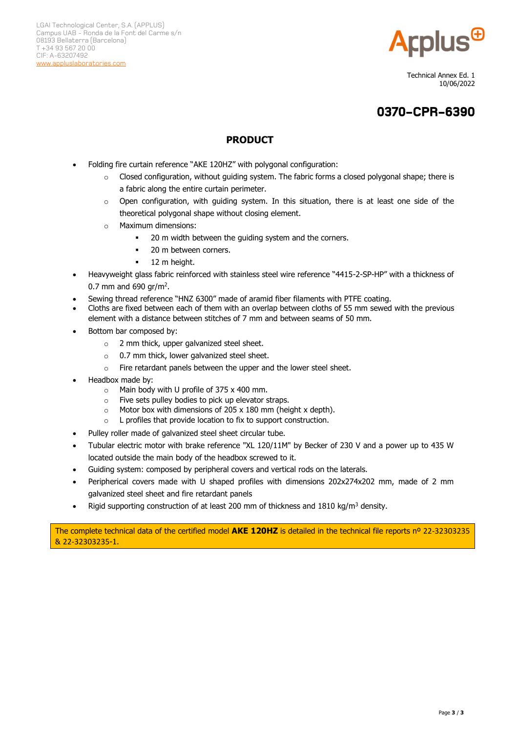LGAI Technological Center, S.A. (APPLUS)
Campus UAB - Ronda de la Font del Carme s/n
08193 Bellaterra (Barcelona)
T +34 93 567 20 00
CIF: A-63207492
www.appluslaboratories.com

Technical Annex Ed. 1
10/06/2022

# 0370–CPR–6390

## PRODUCT

- Folding fire curtain reference "AKE 120HZ" with polygonal configuration:
  - Closed configuration, without guiding system. The fabric forms a closed polygonal shape; there is a fabric along the entire curtain perimeter.
  - Open configuration, with guiding system. In this situation, there is at least one side of the theoretical polygonal shape without closing element.
  - Maximum dimensions:
    - 20 m width between the guiding system and the corners.
    - 20 m between corners.
    - 12 m height.
- Heavyweight glass fabric reinforced with stainless steel wire reference "4415-2-SP-HP" with a thickness of 0.7 mm and 690 gr/m$^2$.
- Sewing thread reference "HNZ 6300" made of aramid fiber filaments with PTFE coating.
- Cloths are fixed between each of them with an overlap between cloths of 55 mm sewed with the previous element with a distance between stitches of 7 mm and between seams of 50 mm.
- Bottom bar composed by:
  - 2 mm thick, upper galvanized steel sheet.
  - 0.7 mm thick, lower galvanized steel sheet.
  - Fire retardant panels between the upper and the lower steel sheet.
- Headbox made by:
  - Main body with U profile of 375 x 400 mm.
  - Five sets pulley bodies to pick up elevator straps.
  - Motor box with dimensions of 205 x 180 mm (height x depth).
  - L profiles that provide location to fix to support construction.
- Pulley roller made of galvanized steel sheet circular tube.
- Tubular electric motor with brake reference "XL 120/11M" by Becker of 230 V and a power up to 435 W located outside the main body of the headbox screwed to it.
- Guiding system: composed by peripheral covers and vertical rods on the laterals.
- Peripherical covers made with U shaped profiles with dimensions 202x274x202 mm, made of 2 mm galvanized steel sheet and fire retardant panels
- Rigid supporting construction of at least 200 mm of thickness and 1810 kg/m$^3$ density.

The complete technical data of the certified model **AKE 120HZ** is detailed in the technical file reports nº 22-32303235 & 22-32303235-1.